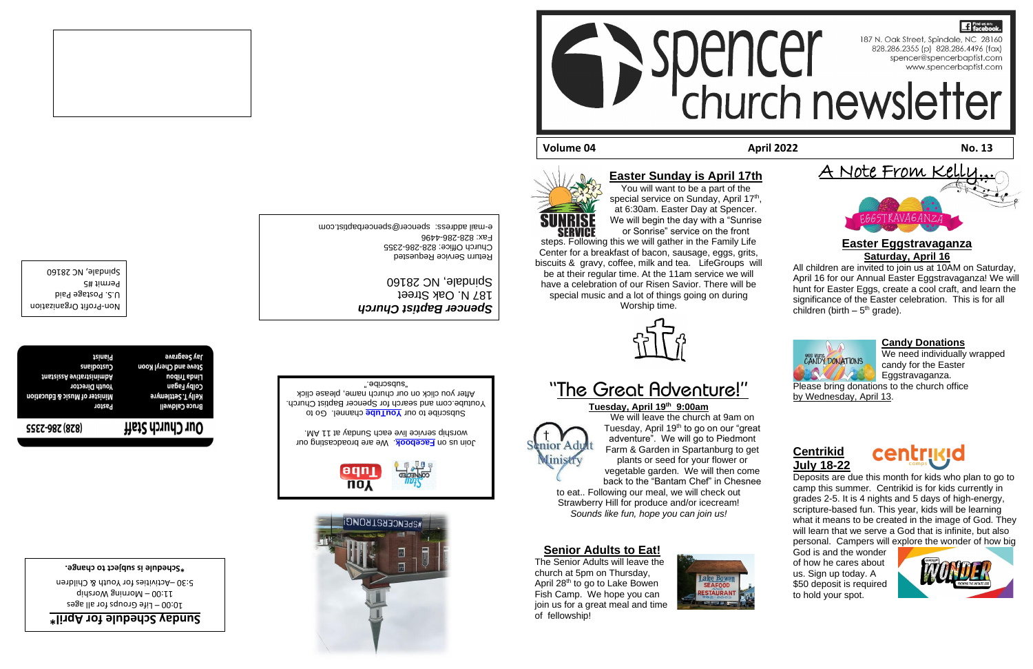# spencer church newsletter

187 N. Oak Street, Spindale, NC 28160
828.286.2355 (p) 828.286.4496 (fax)
spencer@spencerbaptist.com
www.spencerbaptist.com

Find us on: facebook

**Volume 04** | **April 2022** | **No. 13**

## Easter Sunday is April 17th

SUNRISE SERVICE

You will want to be a part of the special service on Sunday, April 17th, at 6:30am. Easter Day at Spencer. We will begin the day with a "Sunrise or Sonrise" service on the front steps. Following this we will gather in the Family Life Center for a breakfast of bacon, sausage, eggs, grits, biscuits & gravy, coffee, milk and tea. LifeGroups will be at their regular time. At the 11am service we will have a celebration of our Risen Savior. There will be special music and a lot of things going on during Worship time.

## "The Great Adventure!"

**Tuesday, April 19th 9:00am**

Senior Adult Ministry

We will leave the church at 9am on Tuesday, April 19th to go on our "great adventure". We will go to Piedmont Farm & Garden in Spartanburg to get plants or seed for your flower or vegetable garden. We will then come back to the "Bantam Chef" in Chesnee to eat.. Following our meal, we will check out Strawberry Hill for produce and/or icecream! *Sounds like fun, hope you can join us!*

## Senior Adults to Eat!

The Senior Adults will leave the church at 5pm on Thursday, April 28th to go to Lake Bowen Fish Camp. We hope you can join us for a great meal and time of fellowship!

## A Note From Kelly...

EGGSTRAVAGANZA

### Easter Eggstravaganza

**Saturday, April 16**

All children are invited to join us at 10AM on Saturday, April 16 for our Annual Easter Eggstravaganza! We will hunt for Easter Eggs, create a cool craft, and learn the significance of the Easter celebration. This is for all children (birth – 5th grade).

### Candy Donations

We need individually wrapped candy for the Easter Eggstravaganza. Please bring donations to the church office by Wednesday, April 13.

### Centrikid July 18-22

Deposits are due this month for kids who plan to go to camp this summer. Centrikid is for kids currently in grades 2-5. It is 4 nights and 5 days of high-energy, scripture-based fun. This year, kids will be learning what it means to be created in the image of God. They will learn that we serve a God that is infinite, but also personal. Campers will explore the wonder of how big God is and the wonder of how much he cares about us. Sign up today. A $50 deposit is required to hold your spot.

---

***Spencer Baptist Church***
187 N. Oak Street
Spindale, NC 28160

Return Service Requested
Church Office: 828-286-2355
Fax: 828-286-4496
e-mail address: spencer@spencerbaptist.com

Non-Profit Organization
U.S. Postage Paid
Permit #5
Spindale, NC 28160

Join us on **Facebook**. We are broadcasting our worship service live each Sunday at 11 AM.

Subscribe to our **YouTube** channel. Go to Youtube.com and search for Spencer Baptist Church. After you click on our church name, please click "subscribe."

#SPENCERSTRONG!

## Our Church Staff (828) 286-2355

| | |
|---|---|
| Bruce Caldwell | Pastor |
| Kelly T. Settlemyre | Minister of Music & Education |
| Colby Pagan | Youth Director |
| Linda Tribou | Administrative Assistant |
| Steve and Cheryl Koon | Custodians |
| Jay Seagraves | Pianist |

## Sunday Schedule for April*

10:00 – Life Groups for all ages
11:00 – Morning Worship
5:30 –Activities for Youth & Children

***Schedule is subject to change.**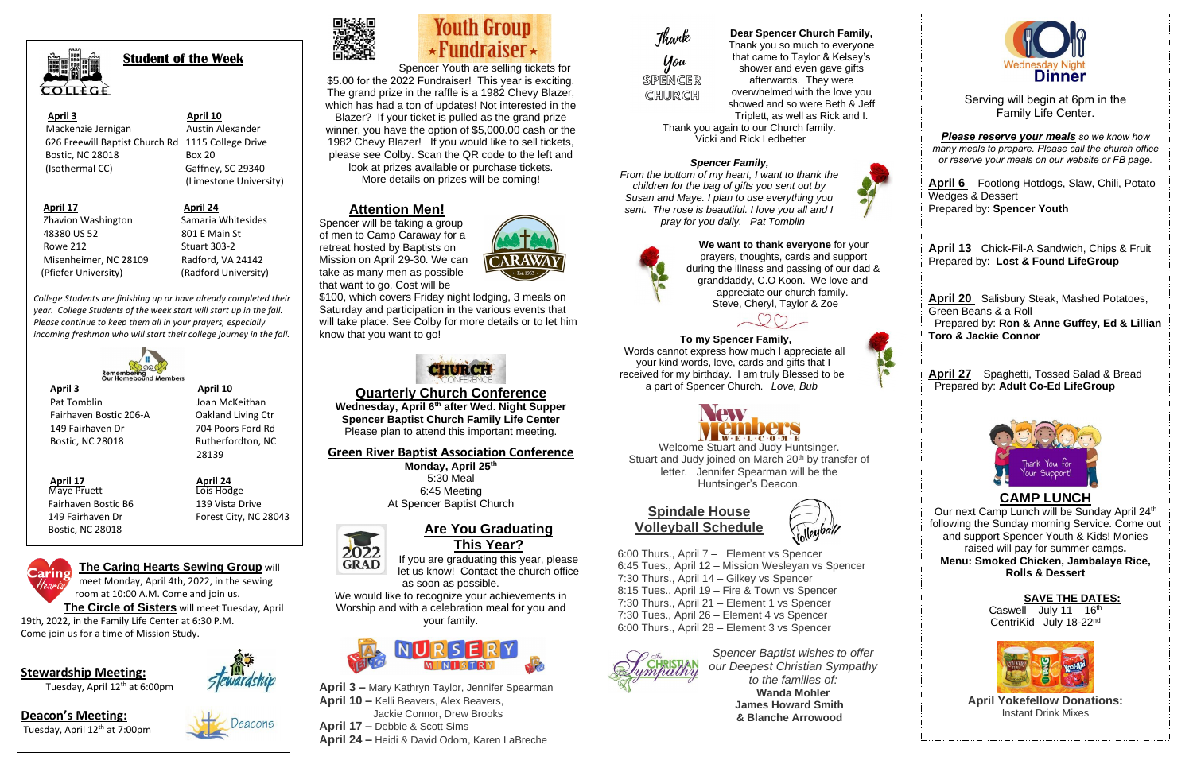## Student of the Week

**April 3**
Mackenzie Jernigan
626 Freewill Baptist Church Rd
Bostic, NC 28018
(Isothermal CC)

**April 10**
Austin Alexander
1115 College Drive
Box 20
Gaffney, SC 29340
(Limestone University)

**April 17**
Zhavion Washington
48380 US 52
Rowe 212
Misenheimer, NC 28109
(Pfiefer University)

**April 24**
Samaria Whitesides
801 E Main St
Stuart 303-2
Radford, VA 24142
(Radford University)

*College Students are finishing up or have already completed their year. College Students of the week start will start up in the fall. Please continue to keep them all in your prayers, especially incoming freshman who will start their college journey in the fall.*

Remembering Our Homebound Members

**April 3**
Pat Tomblin
Fairhaven Bostic 206-A
149 Fairhaven Dr
Bostic, NC 28018

**April 10**
Joan McKeithan
Oakland Living Ctr
704 Poors Ford Rd
Rutherfordton, NC 28139

**April 17**
Maye Pruett
Fairhaven Bostic B6
149 Fairhaven Dr
Bostic, NC 28018

**April 24**
Lois Hodge
139 Vista Drive
Forest City, NC 28043

**The Caring Hearts Sewing Group** will meet Monday, April 4th, 2022, in the sewing room at 10:00 A.M. Come and join us.

**The Circle of Sisters** will meet Tuesday, April 19th, 2022, in the Family Life Center at 6:30 P.M. Come join us for a time of Mission Study.

**Stewardship Meeting:**
Tuesday, April 12th at 6:00pm

**Deacon's Meeting:**
Tuesday, April 12th at 7:00pm

## Youth Group Fundraiser

Spencer Youth are selling tickets for $5.00 for the 2022 Fundraiser! This year is exciting. The grand prize in the raffle is a 1982 Chevy Blazer, which has had a ton of updates! Not interested in the Blazer? If your ticket is pulled as the grand prize winner, you have the option of $5,000.00 cash or the 1982 Chevy Blazer! If you would like to sell tickets, please see Colby. Scan the QR code to the left and look at prizes available or purchase tickets. More details on prizes will be coming!

## Attention Men!

Spencer will be taking a group of men to Camp Caraway for a retreat hosted by Baptists on Mission on April 29-30. We can take as many men as possible that want to go. Cost will be $100, which covers Friday night lodging, 3 meals on Saturday and participation in the various events that will take place. See Colby for more details or to let him know that you want to go!

## Quarterly Church Conference

**Wednesday, April 6th after Wed. Night Supper**
**Spencer Baptist Church Family Life Center**
Please plan to attend this important meeting.

## Green River Baptist Association Conference

**Monday, April 25th**
5:30 Meal
6:45 Meeting
At Spencer Baptist Church

## Are You Graduating This Year?

If you are graduating this year, please let us know! Contact the church office as soon as possible.
We would like to recognize your achievements in Worship and with a celebration meal for you and your family.

## Nursery Ministry

**April 3 –** Mary Kathryn Taylor, Jennifer Spearman
**April 10 –** Kelli Beavers, Alex Beavers, Jackie Connor, Drew Brooks
**April 17 –** Debbie & Scott Sims
**April 24 –** Heidi & David Odom, Karen LaBreche

## Thank You Spencer Church

**Dear Spencer Church Family,**
Thank you so much to everyone that came to Taylor & Kelsey's shower and even gave gifts afterwards. They were overwhelmed with the love you showed and so were Beth & Jeff Triplett, as well as Rick and I.
Thank you again to our Church family.
Vicki and Rick Ledbetter

***Spencer Family,***
*From the bottom of my heart, I want to thank the children for the bag of gifts you sent out by Susan and Maye. I plan to use everything you sent. The rose is beautiful. I love you all and I pray for you daily. Pat Tomblin*

**We want to thank everyone** for your prayers, thoughts, cards and support during the illness and passing of our dad & granddaddy, C.O Koon. We love and appreciate our church family.
Steve, Cheryl, Taylor & Zoe

**To my Spencer Family,**
Words cannot express how much I appreciate all your kind words, love, cards and gifts that I received for my birthday. I am truly Blessed to be a part of Spencer Church. *Love, Bub*

## New Members Welcome

Welcome Stuart and Judy Huntsinger.
Stuart and Judy joined on March 20th by transfer of letter. Jennifer Spearman will be the Huntsinger's Deacon.

## Spindale House Volleyball Schedule

6:00 Thurs., April 7 – Element vs Spencer
6:45 Tues., April 12 – Mission Wesleyan vs Spencer
7:30 Thurs., April 14 – Gilkey vs Spencer
8:15 Tues., April 19 – Fire & Town vs Spencer
7:30 Thurs., April 21 – Element 1 vs Spencer
7:30 Tues., April 26 – Element 4 vs Spencer
6:00 Thurs., April 28 – Element 3 vs Spencer

*Spencer Baptist wishes to offer our Deepest Christian Sympathy to the families of:*
**Wanda Mohler**
**James Howard Smith**
**& Blanche Arrowood**

## Wednesday Night Dinner

Serving will begin at 6pm in the Family Life Center.

***Please reserve your meals** so we know how many meals to prepare. Please call the church office or reserve your meals on our website or FB page.*

**April 6** Footlong Hotdogs, Slaw, Chili, Potato Wedges & Dessert
Prepared by: **Spencer Youth**

**April 13** Chick-Fil-A Sandwich, Chips & Fruit
Prepared by: **Lost & Found LifeGroup**

**April 20** Salisbury Steak, Mashed Potatoes, Green Beans & a Roll
Prepared by: **Ron & Anne Guffey, Ed & Lillian Toro & Jackie Connor**

**April 27** Spaghetti, Tossed Salad & Bread
Prepared by: **Adult Co-Ed LifeGroup**

## CAMP LUNCH

Our next Camp Lunch will be Sunday April 24th following the Sunday morning Service. Come out and support Spencer Youth & Kids! Monies raised will pay for summer camps.
**Menu: Smoked Chicken, Jambalaya Rice, Rolls & Dessert**

**SAVE THE DATES:**
Caswell – July 11 – 16th
CentriKid –July 18-22nd

**April Yokefellow Donations:**
Instant Drink Mixes